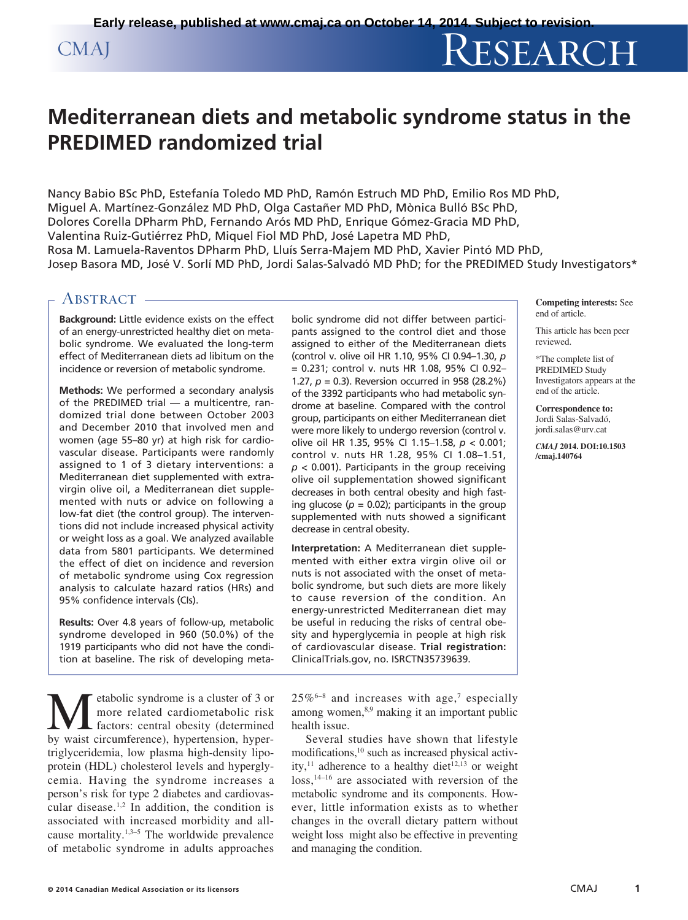# Mediterranean diets and metabolic syndrome status in the PREDIMED randomized trial

Nancy Babio BSc PhD, Estefanía Toledo MD PhD, Ramón Estruch MD PhD, Emilio Ros MD PhD, Miguel A. Martínez-González MD PhD, Olga Castañer MD PhD, Mònica Bulló BSc PhD, Dolores Corella DPharm PhD, Fernando Arós MD PhD, Enrique Gómez-Gracia MD PhD, Valentina Ruiz-Gutiérrez PhD, Miquel Fiol MD PhD, José Lapetra MD PhD, Rosa M. Lamuela-Raventos DPharm PhD, Lluís Serra-Majem MD PhD, Xavier Pintó MD PhD, Josep Basora MD, José V. Sorlí MD PhD, Jordi Salas-Salvadó MD PhD; for the PREDIMED Study Investigators*

## Abstract

**Background:** Little evidence exists on the effect of an energy-unrestricted healthy diet on metabolic syndrome. We evaluated the long-term effect of Mediterranean diets ad libitum on the incidence or reversion of metabolic syndrome.

**Methods:** We performed a secondary analysis of the PREDIMED trial — a multicentre, randomized trial done between October 2003 and December 2010 that involved men and women (age 55–80 yr) at high risk for cardiovascular disease. Participants were randomly assigned to 1 of 3 dietary interventions: a Mediterranean diet supplemented with extra-virgin olive oil, a Mediterranean diet supplemented with nuts or advice on following a low-fat diet (the control group). The interventions did not include increased physical activity or weight loss as a goal. We analyzed available data from 5801 participants. We determined the effect of diet on incidence and reversion of metabolic syndrome using Cox regression analysis to calculate hazard ratios (HRs) and 95% confidence intervals (CIs).

**Results:** Over 4.8 years of follow-up, metabolic syndrome developed in 960 (50.0%) of the 1919 participants who did not have the condition at baseline. The risk of developing metabolic syndrome did not differ between participants assigned to the control diet and those assigned to either of the Mediterranean diets (control v. olive oil HR 1.10, 95% CI 0.94–1.30, $p = 0.231$; control v. nuts HR 1.08, 95% CI 0.92–1.27, $p = 0.3$). Reversion occurred in 958 (28.2%) of the 3392 participants who had metabolic syndrome at baseline. Compared with the control group, participants on either Mediterranean diet were more likely to undergo reversion (control v. olive oil HR 1.35, 95% CI 1.15–1.58, $p < 0.001$; control v. nuts HR 1.28, 95% CI 1.08–1.51, $p < 0.001$). Participants in the group receiving olive oil supplementation showed significant decreases in both central obesity and high fasting glucose ($p = 0.02$); participants in the group supplemented with nuts showed a significant decrease in central obesity.

**Interpretation:** A Mediterranean diet supplemented with either extra virgin olive oil or nuts is not associated with the onset of metabolic syndrome, but such diets are more likely to cause reversion of the condition. An energy-unrestricted Mediterranean diet may be useful in reducing the risks of central obesity and hyperglycemia in people at high risk of cardiovascular disease. **Trial registration:** ClinicalTrials.gov, no. ISRCTN35739639.

**Competing interests:** See end of article.

This article has been peer reviewed.

*The complete list of PREDIMED Study Investigators appears at the end of the article.

**Correspondence to:** Jordi Salas-Salvadó, jordi.salas@urv.cat

*CMAJ* 2014. DOI:10.1503/cmaj.140764

Metabolic syndrome is a cluster of 3 or more related cardiometabolic risk factors: central obesity (determined by waist circumference), hypertension, hypertriglyceridemia, low plasma high-density lipoprotein (HDL) cholesterol levels and hyperglycemia. Having the syndrome increases a person's risk for type 2 diabetes and cardiovascular disease.[1,2] In addition, the condition is associated with increased morbidity and all-cause mortality.[1,3–5] The worldwide prevalence of metabolic syndrome in adults approaches 25%[6–8] and increases with age,[7] especially among women,[8,9] making it an important public health issue.

Several studies have shown that lifestyle modifications,[10] such as increased physical activity,[11] adherence to a healthy diet[12,13] or weight loss,[14–16] are associated with reversion of the metabolic syndrome and its components. However, little information exists as to whether changes in the overall dietary pattern without weight loss might also be effective in preventing and managing the condition.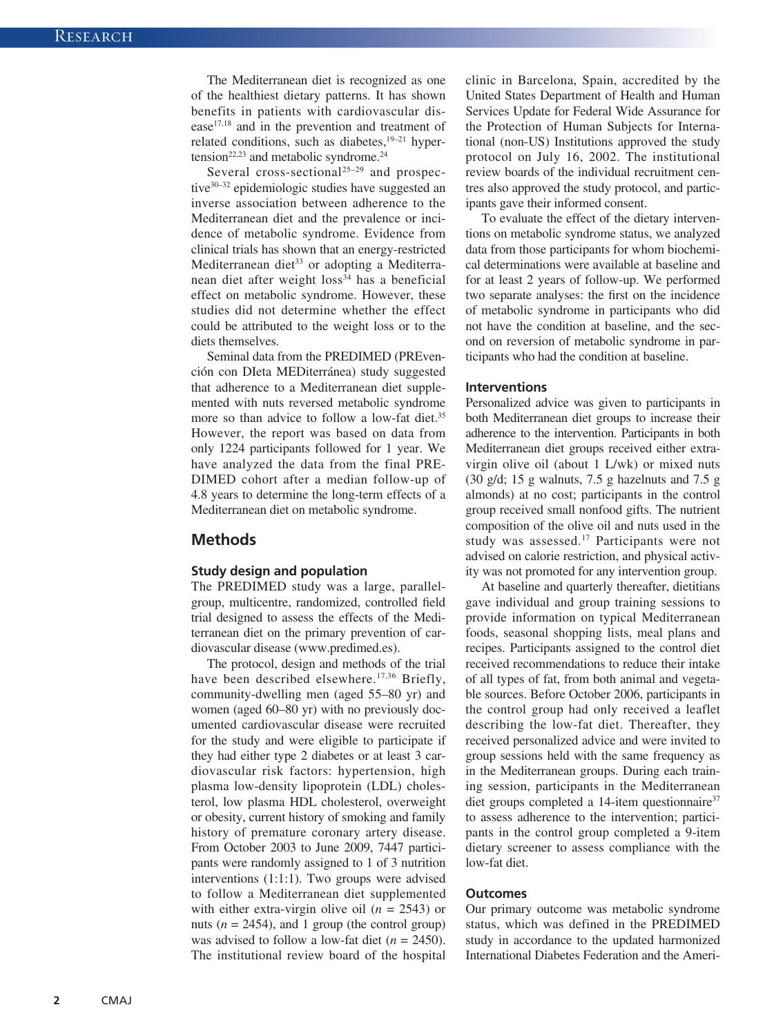The Mediterranean diet is recognized as one of the healthiest dietary patterns. It has shown benefits in patients with cardiovascular disease[17,18] and in the prevention and treatment of related conditions, such as diabetes,[19–21] hypertension[22,23] and metabolic syndrome.[24]

Several cross-sectional[25–29] and prospective[30–32] epidemiologic studies have suggested an inverse association between adherence to the Mediterranean diet and the prevalence or incidence of metabolic syndrome. Evidence from clinical trials has shown that an energy-restricted Mediterranean diet[33] or adopting a Mediterranean diet after weight loss[34] has a beneficial effect on metabolic syndrome. However, these studies did not determine whether the effect could be attributed to the weight loss or to the diets themselves.

Seminal data from the PREDIMED (PREvención con DIeta MEDiterránea) study suggested that adherence to a Mediterranean diet supplemented with nuts reversed metabolic syndrome more so than advice to follow a low-fat diet.[35] However, the report was based on data from only 1224 participants followed for 1 year. We have analyzed the data from the final PREDIMED cohort after a median follow-up of 4.8 years to determine the long-term effects of a Mediterranean diet on metabolic syndrome.

## Methods

### Study design and population

The PREDIMED study was a large, parallel-group, multicentre, randomized, controlled field trial designed to assess the effects of the Mediterranean diet on the primary prevention of cardiovascular disease (www.predimed.es).

The protocol, design and methods of the trial have been described elsewhere.[17,36] Briefly, community-dwelling men (aged 55–80 yr) and women (aged 60–80 yr) with no previously documented cardiovascular disease were recruited for the study and were eligible to participate if they had either type 2 diabetes or at least 3 cardiovascular risk factors: hypertension, high plasma low-density lipoprotein (LDL) cholesterol, low plasma HDL cholesterol, overweight or obesity, current history of smoking and family history of premature coronary artery disease. From October 2003 to June 2009, 7447 participants were randomly assigned to 1 of 3 nutrition interventions (1:1:1). Two groups were advised to follow a Mediterranean diet supplemented with either extra-virgin olive oil ($n$ = 2543) or nuts ($n$ = 2454), and 1 group (the control group) was advised to follow a low-fat diet ($n$ = 2450). The institutional review board of the hospital clinic in Barcelona, Spain, accredited by the United States Department of Health and Human Services Update for Federal Wide Assurance for the Protection of Human Subjects for International (non-US) Institutions approved the study protocol on July 16, 2002. The institutional review boards of the individual recruitment centres also approved the study protocol, and participants gave their informed consent.

To evaluate the effect of the dietary interventions on metabolic syndrome status, we analyzed data from those participants for whom biochemical determinations were available at baseline and for at least 2 years of follow-up. We performed two separate analyses: the first on the incidence of metabolic syndrome in participants who did not have the condition at baseline, and the second on reversion of metabolic syndrome in participants who had the condition at baseline.

### Interventions

Personalized advice was given to participants in both Mediterranean diet groups to increase their adherence to the intervention. Participants in both Mediterranean diet groups received either extra-virgin olive oil (about 1 L/wk) or mixed nuts (30 g/d; 15 g walnuts, 7.5 g hazelnuts and 7.5 g almonds) at no cost; participants in the control group received small nonfood gifts. The nutrient composition of the olive oil and nuts used in the study was assessed.[17] Participants were not advised on calorie restriction, and physical activity was not promoted for any intervention group.

At baseline and quarterly thereafter, dietitians gave individual and group training sessions to provide information on typical Mediterranean foods, seasonal shopping lists, meal plans and recipes. Participants assigned to the control diet received recommendations to reduce their intake of all types of fat, from both animal and vegetable sources. Before October 2006, participants in the control group had only received a leaflet describing the low-fat diet. Thereafter, they received personalized advice and were invited to group sessions held with the same frequency as in the Mediterranean groups. During each training session, participants in the Mediterranean diet groups completed a 14-item questionnaire[37] to assess adherence to the intervention; participants in the control group completed a 9-item dietary screener to assess compliance with the low-fat diet.

### Outcomes

Our primary outcome was metabolic syndrome status, which was defined in the PREDIMED study in accordance to the updated harmonized International Diabetes Federation and the Ameri-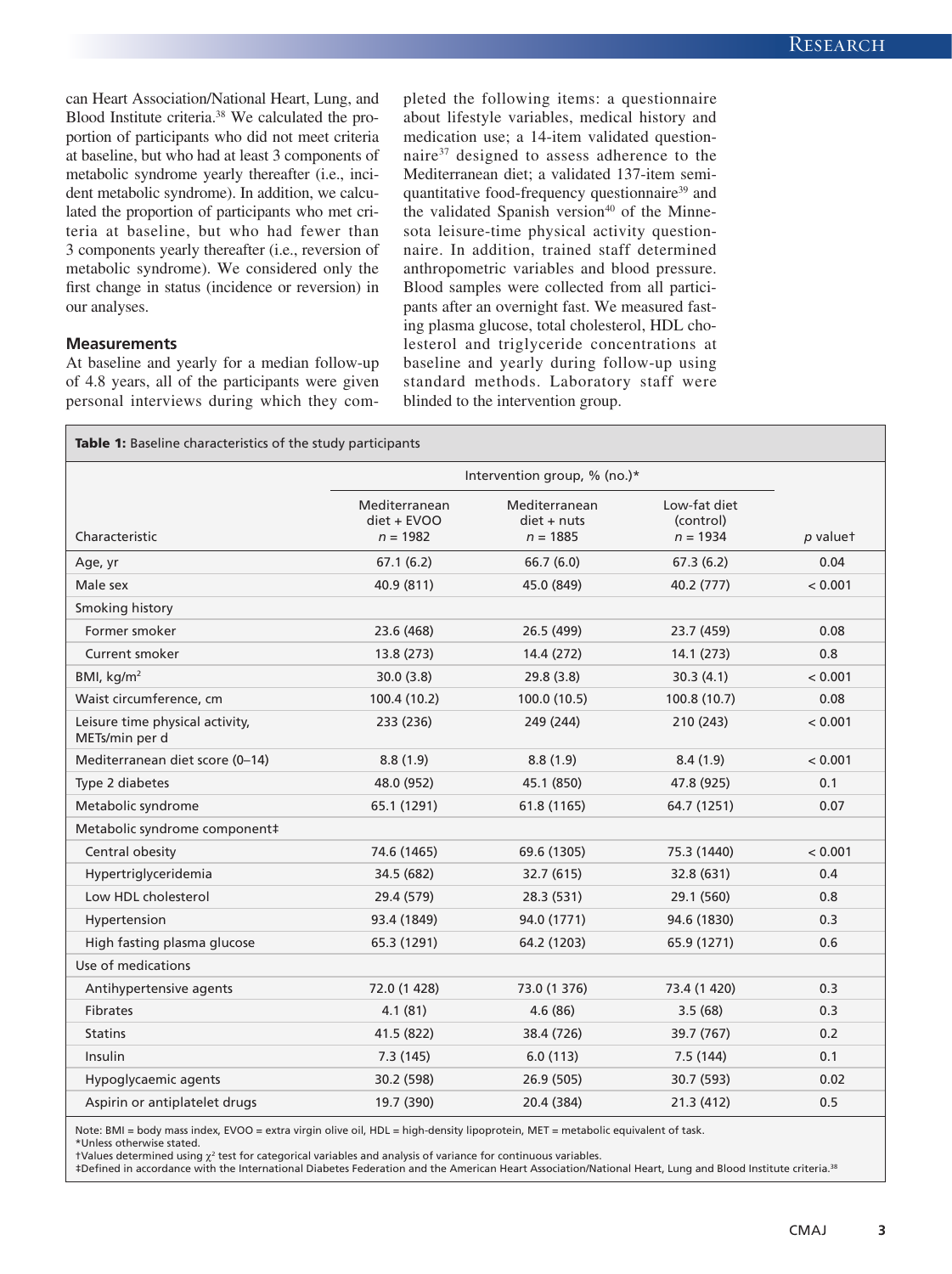can Heart Association/National Heart, Lung, and Blood Institute criteria.[38] We calculated the proportion of participants who did not meet criteria at baseline, but who had at least 3 components of metabolic syndrome yearly thereafter (i.e., incident metabolic syndrome). In addition, we calculated the proportion of participants who met criteria at baseline, but who had fewer than 3 components yearly thereafter (i.e., reversion of metabolic syndrome). We considered only the first change in status (incidence or reversion) in our analyses.

### Measurements

At baseline and yearly for a median follow-up of 4.8 years, all of the participants were given personal interviews during which they completed the following items: a questionnaire about lifestyle variables, medical history and medication use; a 14-item validated questionnaire[37] designed to assess adherence to the Mediterranean diet; a validated 137-item semiquantitative food-frequency questionnaire[39] and the validated Spanish version[40] of the Minnesota leisure-time physical activity questionnaire. In addition, trained staff determined anthropometric variables and blood pressure. Blood samples were collected from all participants after an overnight fast. We measured fasting plasma glucose, total cholesterol, HDL cholesterol and triglyceride concentrations at baseline and yearly during follow-up using standard methods. Laboratory staff were blinded to the intervention group.

**Table 1:** Baseline characteristics of the study participants

| | Intervention group, % (no.)* | | | |
|---|---|---|---|---|
| Characteristic | Mediterranean diet + EVOO $n$ = 1982 | Mediterranean diet + nuts $n$ = 1885 | Low-fat diet (control) $n$ = 1934 | $p$ value† |
| Age, yr | 67.1 (6.2) | 66.7 (6.0) | 67.3 (6.2) | 0.04 |
| Male sex | 40.9 (811) | 45.0 (849) | 40.2 (777) | < 0.001 |
| Smoking history | | | | |
| Former smoker | 23.6 (468) | 26.5 (499) | 23.7 (459) | 0.08 |
| Current smoker | 13.8 (273) | 14.4 (272) | 14.1 (273) | 0.8 |
| BMI, kg/m$^2$ | 30.0 (3.8) | 29.8 (3.8) | 30.3 (4.1) | < 0.001 |
| Waist circumference, cm | 100.4 (10.2) | 100.0 (10.5) | 100.8 (10.7) | 0.08 |
| Leisure time physical activity, METs/min per d | 233 (236) | 249 (244) | 210 (243) | < 0.001 |
| Mediterranean diet score (0–14) | 8.8 (1.9) | 8.8 (1.9) | 8.4 (1.9) | < 0.001 |
| Type 2 diabetes | 48.0 (952) | 45.1 (850) | 47.8 (925) | 0.1 |
| Metabolic syndrome | 65.1 (1291) | 61.8 (1165) | 64.7 (1251) | 0.07 |
| Metabolic syndrome component‡ | | | | |
| Central obesity | 74.6 (1465) | 69.6 (1305) | 75.3 (1440) | < 0.001 |
| Hypertriglyceridemia | 34.5 (682) | 32.7 (615) | 32.8 (631) | 0.4 |
| Low HDL cholesterol | 29.4 (579) | 28.3 (531) | 29.1 (560) | 0.8 |
| Hypertension | 93.4 (1849) | 94.0 (1771) | 94.6 (1830) | 0.3 |
| High fasting plasma glucose | 65.3 (1291) | 64.2 (1203) | 65.9 (1271) | 0.6 |
| Use of medications | | | | |
| Antihypertensive agents | 72.0 (1 428) | 73.0 (1 376) | 73.4 (1 420) | 0.3 |
| Fibrates | 4.1 (81) | 4.6 (86) | 3.5 (68) | 0.3 |
| Statins | 41.5 (822) | 38.4 (726) | 39.7 (767) | 0.2 |
| Insulin | 7.3 (145) | 6.0 (113) | 7.5 (144) | 0.1 |
| Hypoglycaemic agents | 30.2 (598) | 26.9 (505) | 30.7 (593) | 0.02 |
| Aspirin or antiplatelet drugs | 19.7 (390) | 20.4 (384) | 21.3 (412) | 0.5 |

Note: BMI = body mass index, EVOO = extra virgin olive oil, HDL = high-density lipoprotein, MET = metabolic equivalent of task.
*Unless otherwise stated.
†Values determined using $\chi^2$ test for categorical variables and analysis of variance for continuous variables.
‡Defined in accordance with the International Diabetes Federation and the American Heart Association/National Heart, Lung and Blood Institute criteria.[38]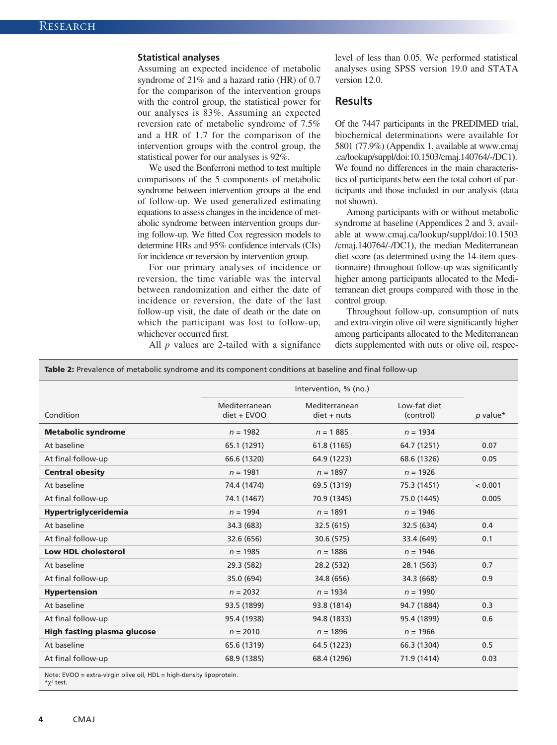### Statistical analyses

Assuming an expected incidence of metabolic syndrome of 21% and a hazard ratio (HR) of 0.7 for the comparison of the intervention groups with the control group, the statistical power for our analyses is 83%. Assuming an expected reversion rate of metabolic syndrome of 7.5% and a HR of 1.7 for the comparison of the intervention groups with the control group, the statistical power for our analyses is 92%.

We used the Bonferroni method to test multiple comparisons of the 5 components of metabolic syndrome between intervention groups at the end of follow-up. We used generalized estimating equations to assess changes in the incidence of metabolic syndrome between intervention groups during follow-up. We fitted Cox regression models to determine HRs and 95% confidence intervals (CIs) for incidence or reversion by intervention group.

For our primary analyses of incidence or reversion, the time variable was the interval between randomization and either the date of incidence or reversion, the date of the last follow-up visit, the date of death or the date on which the participant was lost to follow-up, whichever occurred first.

All *p* values are 2-tailed with a signifance level of less than 0.05. We performed statistical analyses using SPSS version 19.0 and STATA version 12.0.

## Results

Of the 7447 participants in the PREDIMED trial, biochemical determinations were available for 5801 (77.9%) (Appendix 1, available at www.cmaj.ca/lookup/suppl/doi:10.1503/cmaj.140764/-/DC1). We found no differences in the main characteristics of participants betw een the total cohort of participants and those included in our analysis (data not shown).

Among participants with or without metabolic syndrome at baseline (Appendices 2 and 3, available at www.cmaj.ca/lookup/suppl/doi:10.1503/cmaj.140764/-/DC1), the median Mediterranean diet score (as determined using the 14-item questionnaire) throughout follow-up was significantly higher among participants allocated to the Mediterranean diet groups compared with those in the control group.

Throughout follow-up, consumption of nuts and extra-virgin olive oil were significantly higher among participants allocated to the Mediterranean diets supplemented with nuts or olive oil, respec-

**Table 2:** Prevalence of metabolic syndrome and its component conditions at baseline and final follow-up

| | Intervention, % (no.) | | | |
|---|---|---|---|---|
| Condition | Mediterranean diet + EVOO | Mediterranean diet + nuts | Low-fat diet (control) | *p* value* |
| **Metabolic syndrome** | *n* = 1982 | *n* = 1 885 | *n* = 1934 | |
| At baseline | 65.1 (1291) | 61.8 (1165) | 64.7 (1251) | 0.07 |
| At final follow-up | 66.6 (1320) | 64.9 (1223) | 68.6 (1326) | 0.05 |
| **Central obesity** | *n* = 1981 | *n* = 1897 | *n* = 1926 | |
| At baseline | 74.4 (1474) | 69.5 (1319) | 75.3 (1451) | < 0.001 |
| At final follow-up | 74.1 (1467) | 70.9 (1345) | 75.0 (1445) | 0.005 |
| **Hypertriglyceridemia** | *n* = 1994 | *n* = 1891 | *n* = 1946 | |
| At baseline | 34.3 (683) | 32.5 (615) | 32.5 (634) | 0.4 |
| At final follow-up | 32.6 (656) | 30.6 (575) | 33.4 (649) | 0.1 |
| **Low HDL cholesterol** | *n* = 1985 | *n* = 1886 | *n* = 1946 | |
| At baseline | 29.3 (582) | 28.2 (532) | 28.1 (563) | 0.7 |
| At final follow-up | 35.0 (694) | 34.8 (656) | 34.3 (668) | 0.9 |
| **Hypertension** | *n* = 2032 | *n* = 1934 | *n* = 1990 | |
| At baseline | 93.5 (1899) | 93.8 (1814) | 94.7 (1884) | 0.3 |
| At final follow-up | 95.4 (1938) | 94.8 (1833) | 95.4 (1899) | 0.6 |
| **High fasting plasma glucose** | *n* = 2010 | *n* = 1896 | *n* = 1966 | |
| At baseline | 65.6 (1319) | 64.5 (1223) | 66.3 (1304) | 0.5 |
| At final follow-up | 68.9 (1385) | 68.4 (1296) | 71.9 (1414) | 0.03 |

Note: EVOO = extra-virgin olive oil, HDL = high-density lipoprotein.
*$\chi^2$ test.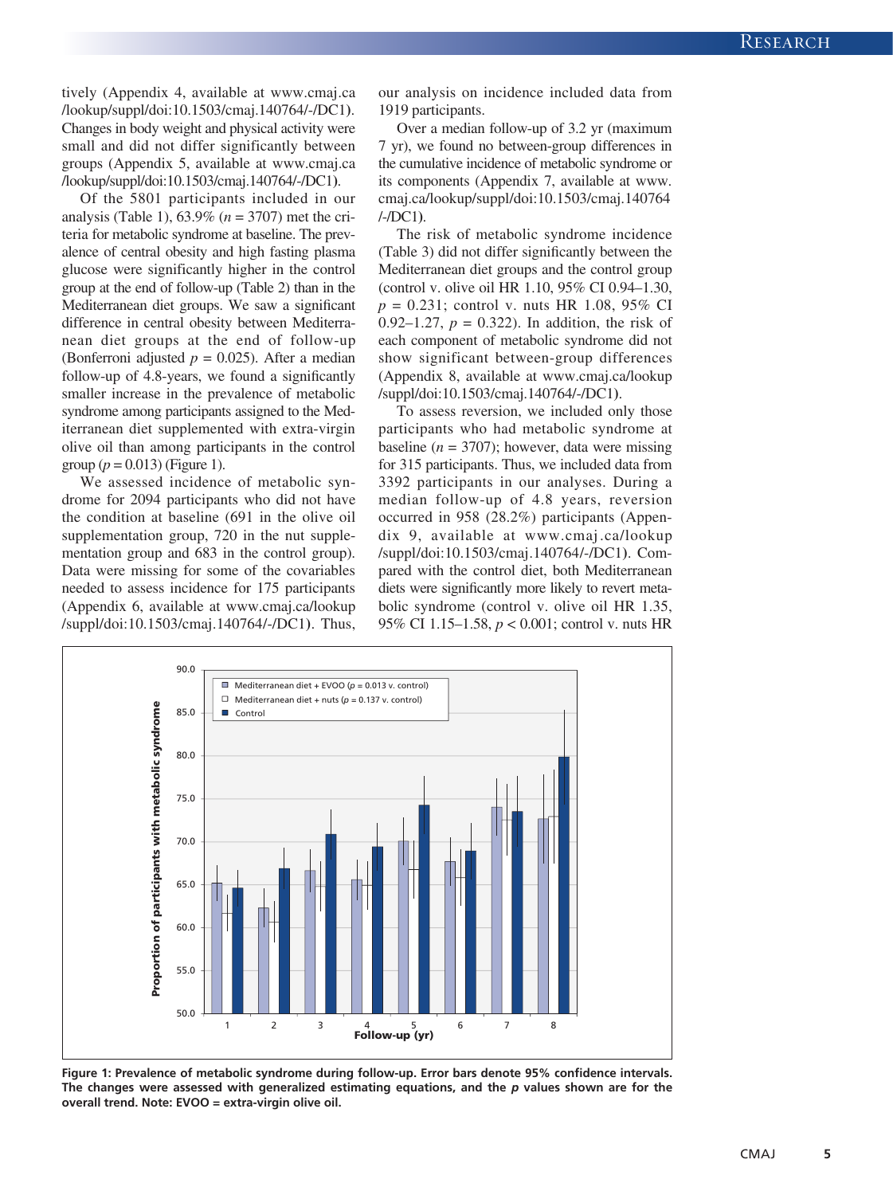tively (Appendix 4, available at www.cmaj.ca/lookup/suppl/doi:10.1503/cmaj.140764/-/DC1). Changes in body weight and physical activity were small and did not differ significantly between groups (Appendix 5, available at www.cmaj.ca/lookup/suppl/doi:10.1503/cmaj.140764/-/DC1).

Of the 5801 participants included in our analysis (Table 1), 63.9% ($n$ = 3707) met the criteria for metabolic syndrome at baseline. The prevalence of central obesity and high fasting plasma glucose were significantly higher in the control group at the end of follow-up (Table 2) than in the Mediterranean diet groups. We saw a significant difference in central obesity between Mediterranean diet groups at the end of follow-up (Bonferroni adjusted $p$ = 0.025). After a median follow-up of 4.8-years, we found a significantly smaller increase in the prevalence of metabolic syndrome among participants assigned to the Mediterranean diet supplemented with extra-virgin olive oil than among participants in the control group ($p$ = 0.013) (Figure 1).

We assessed incidence of metabolic syndrome for 2094 participants who did not have the condition at baseline (691 in the olive oil supplementation group, 720 in the nut supplementation group and 683 in the control group). Data were missing for some of the covariables needed to assess incidence for 175 participants (Appendix 6, available at www.cmaj.ca/lookup/suppl/doi:10.1503/cmaj.140764/-/DC1). Thus, our analysis on incidence included data from 1919 participants.

Over a median follow-up of 3.2 yr (maximum 7 yr), we found no between-group differences in the cumulative incidence of metabolic syndrome or its components (Appendix 7, available at www.cmaj.ca/lookup/suppl/doi:10.1503/cmaj.140764/-/DC1).

The risk of metabolic syndrome incidence (Table 3) did not differ significantly between the Mediterranean diet groups and the control group (control v. olive oil HR 1.10, 95% CI 0.94–1.30, $p$ = 0.231; control v. nuts HR 1.08, 95% CI 0.92–1.27, $p$ = 0.322). In addition, the risk of each component of metabolic syndrome did not show significant between-group differences (Appendix 8, available at www.cmaj.ca/lookup/suppl/doi:10.1503/cmaj.140764/-/DC1).

To assess reversion, we included only those participants who had metabolic syndrome at baseline ($n$ = 3707); however, data were missing for 315 participants. Thus, we included data from 3392 participants in our analyses. During a median follow-up of 4.8 years, reversion occurred in 958 (28.2%) participants (Appendix 9, available at www.cmaj.ca/lookup/suppl/doi:10.1503/cmaj.140764/-/DC1). Compared with the control diet, both Mediterranean diets were significantly more likely to revert metabolic syndrome (control v. olive oil HR 1.35, 95% CI 1.15–1.58, $p$ < 0.001; control v. nuts HR

**Figure 1: Prevalence of metabolic syndrome during follow-up. Error bars denote 95% confidence intervals. The changes were assessed with generalized estimating equations, and the $p$ values shown are for the overall trend. Note: EVOO = extra-virgin olive oil.**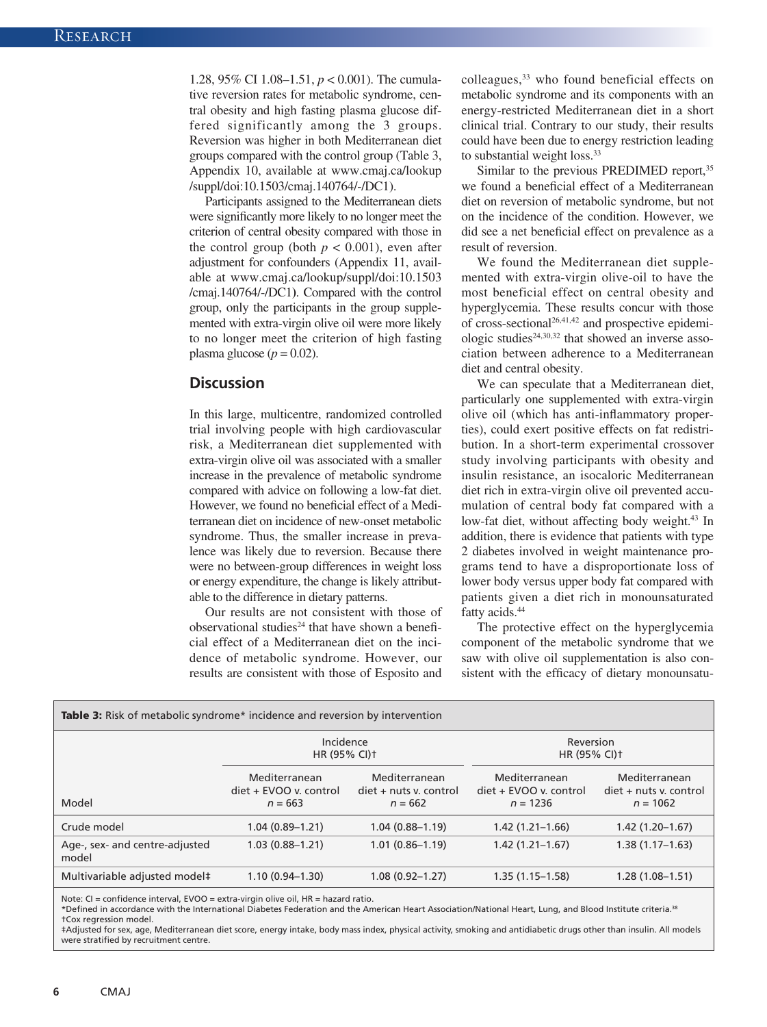1.28, 95% CI 1.08–1.51, $p < 0.001$). The cumulative reversion rates for metabolic syndrome, central obesity and high fasting plasma glucose differed significantly among the 3 groups. Reversion was higher in both Mediterranean diet groups compared with the control group (Table 3, Appendix 10, available at www.cmaj.ca/lookup/suppl/doi:10.1503/cmaj.140764/-/DC1).

Participants assigned to the Mediterranean diets were significantly more likely to no longer meet the criterion of central obesity compared with those in the control group (both $p < 0.001$), even after adjustment for confounders (Appendix 11, available at www.cmaj.ca/lookup/suppl/doi:10.1503/cmaj.140764/-/DC1). Compared with the control group, only the participants in the group supplemented with extra-virgin olive oil were more likely to no longer meet the criterion of high fasting plasma glucose ($p = 0.02$).

## Discussion

In this large, multicentre, randomized controlled trial involving people with high cardiovascular risk, a Mediterranean diet supplemented with extra-virgin olive oil was associated with a smaller increase in the prevalence of metabolic syndrome compared with advice on following a low-fat diet. However, we found no beneficial effect of a Mediterranean diet on incidence of new-onset metabolic syndrome. Thus, the smaller increase in prevalence was likely due to reversion. Because there were no between-group differences in weight loss or energy expenditure, the change is likely attributable to the difference in dietary patterns.

Our results are not consistent with those of observational studies[24] that have shown a beneficial effect of a Mediterranean diet on the incidence of metabolic syndrome. However, our results are consistent with those of Esposito and colleagues,[33] who found beneficial effects on metabolic syndrome and its components with an energy-restricted Mediterranean diet in a short clinical trial. Contrary to our study, their results could have been due to energy restriction leading to substantial weight loss.[33]

Similar to the previous PREDIMED report,[35] we found a beneficial effect of a Mediterranean diet on reversion of metabolic syndrome, but not on the incidence of the condition. However, we did see a net beneficial effect on prevalence as a result of reversion.

We found the Mediterranean diet supplemented with extra-virgin olive-oil to have the most beneficial effect on central obesity and hyperglycemia. These results concur with those of cross-sectional[26,41,42] and prospective epidemiologic studies[24,30,32] that showed an inverse association between adherence to a Mediterranean diet and central obesity.

We can speculate that a Mediterranean diet, particularly one supplemented with extra-virgin olive oil (which has anti-inflammatory properties), could exert positive effects on fat redistribution. In a short-term experimental crossover study involving participants with obesity and insulin resistance, an isocaloric Mediterranean diet rich in extra-virgin olive oil prevented accumulation of central body fat compared with a low-fat diet, without affecting body weight.[43] In addition, there is evidence that patients with type 2 diabetes involved in weight maintenance programs tend to have a disproportionate loss of lower body versus upper body fat compared with patients given a diet rich in monounsaturated fatty acids.[44]

The protective effect on the hyperglycemia component of the metabolic syndrome that we saw with olive oil supplementation is also consistent with the efficacy of dietary monounsatu-

**Table 3:** Risk of metabolic syndrome* incidence and reversion by intervention

| Model | Incidence HR (95% CI)† | | Reversion HR (95% CI)† | |
|---|---|---|---|---|
| | Mediterranean diet + EVOO v. control $n = 663$ | Mediterranean diet + nuts v. control $n = 662$ | Mediterranean diet + EVOO v. control $n = 1236$ | Mediterranean diet + nuts v. control $n = 1062$ |
| Crude model | 1.04 (0.89–1.21) | 1.04 (0.88–1.19) | 1.42 (1.21–1.66) | 1.42 (1.20–1.67) |
| Age-, sex- and centre-adjusted model | 1.03 (0.88–1.21) | 1.01 (0.86–1.19) | 1.42 (1.21–1.67) | 1.38 (1.17–1.63) |
| Multivariable adjusted model‡ | 1.10 (0.94–1.30) | 1.08 (0.92–1.27) | 1.35 (1.15–1.58) | 1.28 (1.08–1.51) |

Note: CI = confidence interval, EVOO = extra-virgin olive oil, HR = hazard ratio.
*Defined in accordance with the International Diabetes Federation and the American Heart Association/National Heart, Lung, and Blood Institute criteria.[38]
†Cox regression model.
‡Adjusted for sex, age, Mediterranean diet score, energy intake, body mass index, physical activity, smoking and antidiabetic drugs other than insulin. All models were stratified by recruitment centre.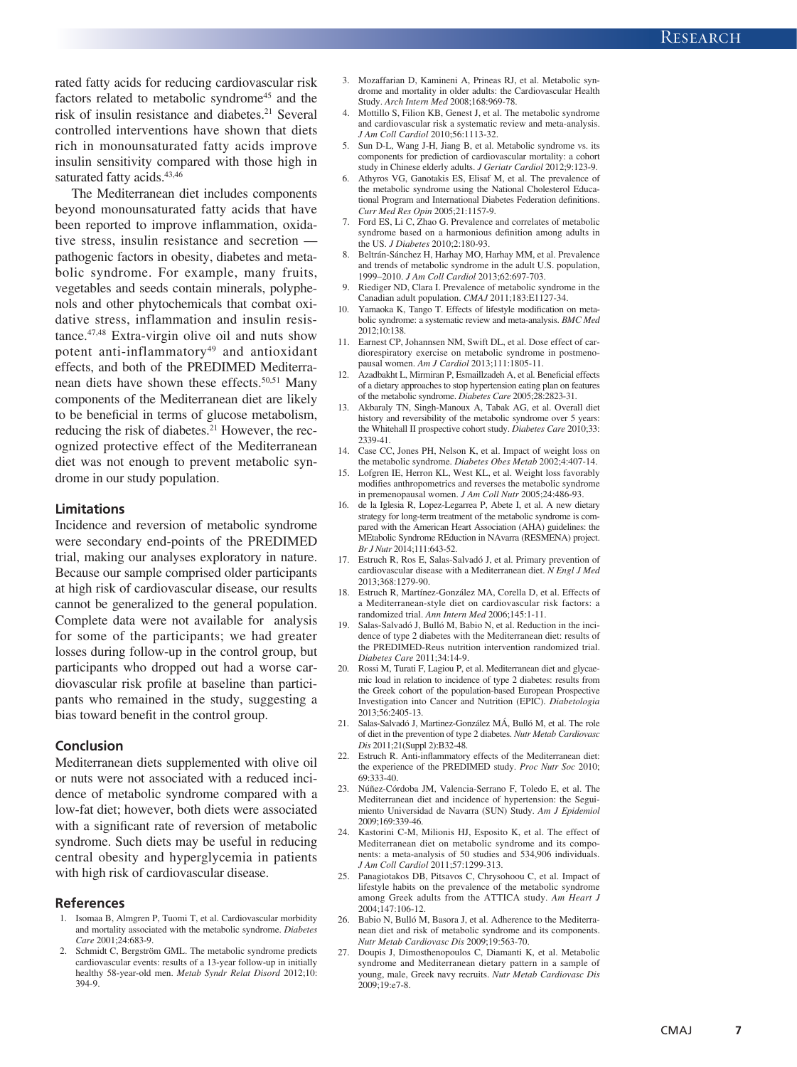rated fatty acids for reducing cardiovascular risk factors related to metabolic syndrome[45] and the risk of insulin resistance and diabetes.[21] Several controlled interventions have shown that diets rich in monounsaturated fatty acids improve insulin sensitivity compared with those high in saturated fatty acids.[43,46]

The Mediterranean diet includes components beyond monounsaturated fatty acids that have been reported to improve inflammation, oxidative stress, insulin resistance and secretion — pathogenic factors in obesity, diabetes and metabolic syndrome. For example, many fruits, vegetables and seeds contain minerals, polyphenols and other phytochemicals that combat oxidative stress, inflammation and insulin resistance.[47,48] Extra-virgin olive oil and nuts show potent anti-inflammatory[49] and antioxidant effects, and both of the PREDIMED Mediterranean diets have shown these effects.[50,51] Many components of the Mediterranean diet are likely to be beneficial in terms of glucose metabolism, reducing the risk of diabetes.[21] However, the recognized protective effect of the Mediterranean diet was not enough to prevent metabolic syndrome in our study population.

### Limitations

Incidence and reversion of metabolic syndrome were secondary end-points of the PREDIMED trial, making our analyses exploratory in nature. Because our sample comprised older participants at high risk of cardiovascular disease, our results cannot be generalized to the general population. Complete data were not available for analysis for some of the participants; we had greater losses during follow-up in the control group, but participants who dropped out had a worse cardiovascular risk profile at baseline than participants who remained in the study, suggesting a bias toward benefit in the control group.

## Conclusion

Mediterranean diets supplemented with olive oil or nuts were not associated with a reduced incidence of metabolic syndrome compared with a low-fat diet; however, both diets were associated with a significant rate of reversion of metabolic syndrome. Such diets may be useful in reducing central obesity and hyperglycemia in patients with high risk of cardiovascular disease.

## References

1. Isomaa B, Almgren P, Tuomi T, et al. Cardiovascular morbidity and mortality associated with the metabolic syndrome. *Diabetes Care* 2001;24:683-9.
2. Schmidt C, Bergström GML. The metabolic syndrome predicts cardiovascular events: results of a 13-year follow-up in initially healthy 58-year-old men. *Metab Syndr Relat Disord* 2012;10:394-9.
3. Mozaffarian D, Kamineni A, Prineas RJ, et al. Metabolic syndrome and mortality in older adults: the Cardiovascular Health Study. *Arch Intern Med* 2008;168:969-78.
4. Mottillo S, Filion KB, Genest J, et al. The metabolic syndrome and cardiovascular risk a systematic review and meta-analysis. *J Am Coll Cardiol* 2010;56:1113-32.
5. Sun D-L, Wang J-H, Jiang B, et al. Metabolic syndrome vs. its components for prediction of cardiovascular mortality: a cohort study in Chinese elderly adults. *J Geriatr Cardiol* 2012;9:123-9.
6. Athyros VG, Ganotakis ES, Elisaf M, et al. The prevalence of the metabolic syndrome using the National Cholesterol Educational Program and International Diabetes Federation definitions. *Curr Med Res Opin* 2005;21:1157-9.
7. Ford ES, Li C, Zhao G. Prevalence and correlates of metabolic syndrome based on a harmonious definition among adults in the US. *J Diabetes* 2010;2:180-93.
8. Beltrán-Sánchez H, Harhay MO, Harhay MM, et al. Prevalence and trends of metabolic syndrome in the adult U.S. population, 1999–2010. *J Am Coll Cardiol* 2013;62:697-703.
9. Riediger ND, Clara I. Prevalence of metabolic syndrome in the Canadian adult population. *CMAJ* 2011;183:E1127-34.
10. Yamaoka K, Tango T. Effects of lifestyle modification on metabolic syndrome: a systematic review and meta-analysis. *BMC Med* 2012;10:138.
11. Earnest CP, Johannsen NM, Swift DL, et al. Dose effect of cardiorespiratory exercise on metabolic syndrome in postmenopausal women. *Am J Cardiol* 2013;111:1805-11.
12. Azadbakht L, Mirmiran P, Esmaillzadeh A, et al. Beneficial effects of a dietary approaches to stop hypertension eating plan on features of the metabolic syndrome. *Diabetes Care* 2005;28:2823-31.
13. Akbaraly TN, Singh-Manoux A, Tabak AG, et al. Overall diet history and reversibility of the metabolic syndrome over 5 years: the Whitehall II prospective cohort study. *Diabetes Care* 2010;33:2339-41.
14. Case CC, Jones PH, Nelson K, et al. Impact of weight loss on the metabolic syndrome. *Diabetes Obes Metab* 2002;4:407-14.
15. Lofgren IE, Herron KL, West KL, et al. Weight loss favorably modifies anthropometrics and reverses the metabolic syndrome in premenopausal women. *J Am Coll Nutr* 2005;24:486-93.
16. de la Iglesia R, Lopez-Legarrea P, Abete I, et al. A new dietary strategy for long-term treatment of the metabolic syndrome is compared with the American Heart Association (AHA) guidelines: the MEtabolic Syndrome REduction in NAvarra (RESMENA) project. *Br J Nutr* 2014;111:643-52.
17. Estruch R, Ros E, Salas-Salvadó J, et al. Primary prevention of cardiovascular disease with a Mediterranean diet. *N Engl J Med* 2013;368:1279-90.
18. Estruch R, Martínez-González MA, Corella D, et al. Effects of a Mediterranean-style diet on cardiovascular risk factors: a randomized trial. *Ann Intern Med* 2006;145:1-11.
19. Salas-Salvadó J, Bulló M, Babio N, et al. Reduction in the incidence of type 2 diabetes with the Mediterranean diet: results of the PREDIMED-Reus nutrition intervention randomized trial. *Diabetes Care* 2011;34:14-9.
20. Rossi M, Turati F, Lagiou P, et al. Mediterranean diet and glycaemic load in relation to incidence of type 2 diabetes: results from the Greek cohort of the population-based European Prospective Investigation into Cancer and Nutrition (EPIC). *Diabetologia* 2013;56:2405-13.
21. Salas-Salvadó J, Martinez-González MÁ, Bulló M, et al. The role of diet in the prevention of type 2 diabetes. *Nutr Metab Cardiovasc Dis* 2011;21(Suppl 2):B32-48.
22. Estruch R. Anti-inflammatory effects of the Mediterranean diet: the experience of the PREDIMED study. *Proc Nutr Soc* 2010;69:333-40.
23. Núñez-Córdoba JM, Valencia-Serrano F, Toledo E, et al. The Mediterranean diet and incidence of hypertension: the Seguimiento Universidad de Navarra (SUN) Study. *Am J Epidemiol* 2009;169:339-46.
24. Kastorini C-M, Milionis HJ, Esposito K, et al. The effect of Mediterranean diet on metabolic syndrome and its components: a meta-analysis of 50 studies and 534,906 individuals. *J Am Coll Cardiol* 2011;57:1299-313.
25. Panagiotakos DB, Pitsavos C, Chrysohoou C, et al. Impact of lifestyle habits on the prevalence of the metabolic syndrome among Greek adults from the ATTICA study. *Am Heart J* 2004;147:106-12.
26. Babio N, Bulló M, Basora J, et al. Adherence to the Mediterranean diet and risk of metabolic syndrome and its components. *Nutr Metab Cardiovasc Dis* 2009;19:563-70.
27. Doupis J, Dimosthenopoulos C, Diamanti K, et al. Metabolic syndrome and Mediterranean dietary pattern in a sample of young, male, Greek navy recruits. *Nutr Metab Cardiovasc Dis* 2009;19:e7-8.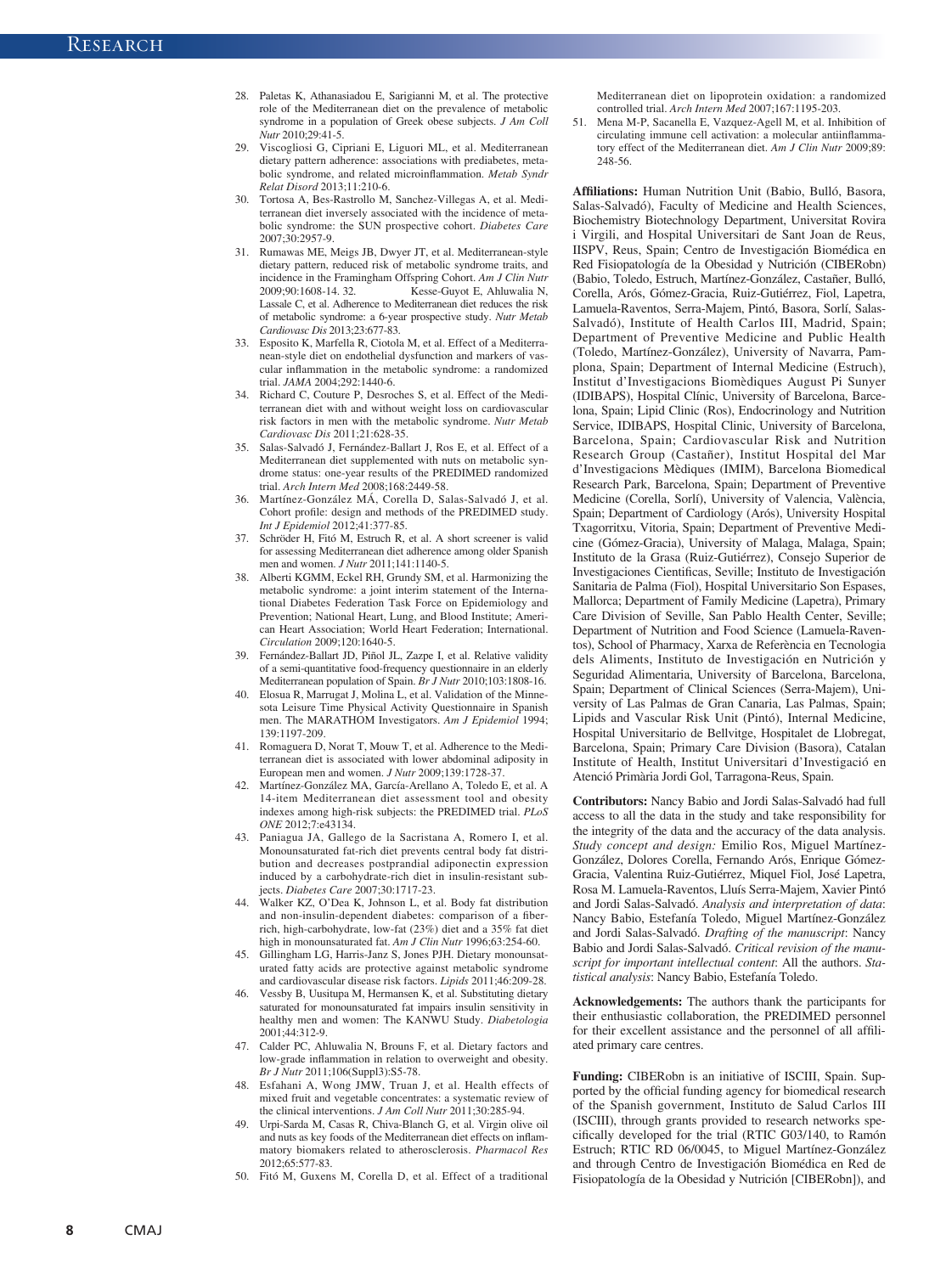28. Paletas K, Athanasiadou E, Sarigianni M, et al. The protective role of the Mediterranean diet on the prevalence of metabolic syndrome in a population of Greek obese subjects. *J Am Coll Nutr* 2010;29:41-5.
29. Viscogliosi G, Cipriani E, Liguori ML, et al. Mediterranean dietary pattern adherence: associations with prediabetes, metabolic syndrome, and related microinflammation. *Metab Syndr Relat Disord* 2013;11:210-6.
30. Tortosa A, Bes-Rastrollo M, Sanchez-Villegas A, et al. Mediterranean diet inversely associated with the incidence of metabolic syndrome: the SUN prospective cohort. *Diabetes Care* 2007;30:2957-9.
31. Rumawas ME, Meigs JB, Dwyer JT, et al. Mediterranean-style dietary pattern, reduced risk of metabolic syndrome traits, and incidence in the Framingham Offspring Cohort. *Am J Clin Nutr* 2009;90:1608-14. 32. Kesse-Guyot E, Ahluwalia N, Lassale C, et al. Adherence to Mediterranean diet reduces the risk of metabolic syndrome: a 6-year prospective study. *Nutr Metab Cardiovasc Dis* 2013;23:677-83.
33. Esposito K, Marfella R, Ciotola M, et al. Effect of a Mediterranean-style diet on endothelial dysfunction and markers of vascular inflammation in the metabolic syndrome: a randomized trial. *JAMA* 2004;292:1440-6.
34. Richard C, Couture P, Desroches S, et al. Effect of the Mediterranean diet with and without weight loss on cardiovascular risk factors in men with the metabolic syndrome. *Nutr Metab Cardiovasc Dis* 2011;21:628-35.
35. Salas-Salvadó J, Fernández-Ballart J, Ros E, et al. Effect of a Mediterranean diet supplemented with nuts on metabolic syndrome status: one-year results of the PREDIMED randomized trial. *Arch Intern Med* 2008;168:2449-58.
36. Martínez-González MÁ, Corella D, Salas-Salvadó J, et al. Cohort profile: design and methods of the PREDIMED study. *Int J Epidemiol* 2012;41:377-85.
37. Schröder H, Fitó M, Estruch R, et al. A short screener is valid for assessing Mediterranean diet adherence among older Spanish men and women. *J Nutr* 2011;141:1140-5.
38. Alberti KGMM, Eckel RH, Grundy SM, et al. Harmonizing the metabolic syndrome: a joint interim statement of the International Diabetes Federation Task Force on Epidemiology and Prevention; National Heart, Lung, and Blood Institute; American Heart Association; World Heart Federation; International. *Circulation* 2009;120:1640-5.
39. Fernández-Ballart JD, Piñol JL, Zazpe I, et al. Relative validity of a semi-quantitative food-frequency questionnaire in an elderly Mediterranean population of Spain. *Br J Nutr* 2010;103:1808-16.
40. Elosua R, Marrugat J, Molina L, et al. Validation of the Minnesota Leisure Time Physical Activity Questionnaire in Spanish men. The MARATHOM Investigators. *Am J Epidemiol* 1994; 139:1197-209.
41. Romaguera D, Norat T, Mouw T, et al. Adherence to the Mediterranean diet is associated with lower abdominal adiposity in European men and women. *J Nutr* 2009;139:1728-37.
42. Martínez-González MA, García-Arellano A, Toledo E, et al. A 14-item Mediterranean diet assessment tool and obesity indexes among high-risk subjects: the PREDIMED trial. *PLoS ONE* 2012;7:e43134.
43. Paniagua JA, Gallego de la Sacristana A, Romero I, et al. Monounsaturated fat-rich diet prevents central body fat distribution and decreases postprandial adiponectin expression induced by a carbohydrate-rich diet in insulin-resistant subjects. *Diabetes Care* 2007;30:1717-23.
44. Walker KZ, O'Dea K, Johnson L, et al. Body fat distribution and non-insulin-dependent diabetes: comparison of a fiber-rich, high-carbohydrate, low-fat (23%) diet and a 35% fat diet high in monounsaturated fat. *Am J Clin Nutr* 1996;63:254-60.
45. Gillingham LG, Harris-Janz S, Jones PJH. Dietary monounsaturated fatty acids are protective against metabolic syndrome and cardiovascular disease risk factors. *Lipids* 2011;46:209-28.
46. Vessby B, Uusitupa M, Hermansen K, et al. Substituting dietary saturated for monounsaturated fat impairs insulin sensitivity in healthy men and women: The KANWU Study. *Diabetologia* 2001;44:312-9.
47. Calder PC, Ahluwalia N, Brouns F, et al. Dietary factors and low-grade inflammation in relation to overweight and obesity. *Br J Nutr* 2011;106(Suppl3):S5-78.
48. Esfahani A, Wong JMW, Truan J, et al. Health effects of mixed fruit and vegetable concentrates: a systematic review of the clinical interventions. *J Am Coll Nutr* 2011;30:285-94.
49. Urpi-Sarda M, Casas R, Chiva-Blanch G, et al. Virgin olive oil and nuts as key foods of the Mediterranean diet effects on inflammatory biomakers related to atherosclerosis. *Pharmacol Res* 2012;65:577-83.
50. Fitó M, Guxens M, Corella D, et al. Effect of a traditional Mediterranean diet on lipoprotein oxidation: a randomized controlled trial. *Arch Intern Med* 2007;167:1195-203.
51. Mena M-P, Sacanella E, Vazquez-Agell M, et al. Inhibition of circulating immune cell activation: a molecular antiinflammatory effect of the Mediterranean diet. *Am J Clin Nutr* 2009;89: 248-56.

**Affiliations:** Human Nutrition Unit (Babio, Bulló, Basora, Salas-Salvadó), Faculty of Medicine and Health Sciences, Biochemistry Biotechnology Department, Universitat Rovira i Virgili, and Hospital Universitari de Sant Joan de Reus, IISPV, Reus, Spain; Centro de Investigación Biomédica en Red Fisiopatología de la Obesidad y Nutrición (CIBERobn) (Babio, Toledo, Estruch, Martínez-González, Castañer, Bulló, Corella, Arós, Gómez-Gracia, Ruiz-Gutiérrez, Fiol, Lapetra, Lamuela-Raventos, Serra-Majem, Pintó, Basora, Sorlí, Salas-Salvadó), Institute of Health Carlos III, Madrid, Spain; Department of Preventive Medicine and Public Health (Toledo, Martínez-González), University of Navarra, Pamplona, Spain; Department of Internal Medicine (Estruch), Institut d'Investigacions Biomèdiques August Pi Sunyer (IDIBAPS), Hospital Clínic, University of Barcelona, Barcelona, Spain; Lipid Clinic (Ros), Endocrinology and Nutrition Service, IDIBAPS, Hospital Clinic, University of Barcelona, Barcelona, Spain; Cardiovascular Risk and Nutrition Research Group (Castañer), Institut Hospital del Mar d'Investigacions Mèdiques (IMIM), Barcelona Biomedical Research Park, Barcelona, Spain; Department of Preventive Medicine (Corella, Sorlí), University of Valencia, València, Spain; Department of Cardiology (Arós), University Hospital Txagorritxu, Vitoria, Spain; Department of Preventive Medicine (Gómez-Gracia), University of Malaga, Malaga, Spain; Instituto de la Grasa (Ruiz-Gutiérrez), Consejo Superior de Investigaciones Cientificas, Seville; Instituto de Investigación Sanitaria de Palma (Fiol), Hospital Universitario Son Espases, Mallorca; Department of Family Medicine (Lapetra), Primary Care Division of Seville, San Pablo Health Center, Seville; Department of Nutrition and Food Science (Lamuela-Raventos), School of Pharmacy, Xarxa de Referència en Tecnologia dels Aliments, Instituto de Investigación en Nutrición y Seguridad Alimentaria, University of Barcelona, Barcelona, Spain; Department of Clinical Sciences (Serra-Majem), University of Las Palmas de Gran Canaria, Las Palmas, Spain; Lipids and Vascular Risk Unit (Pintó), Internal Medicine, Hospital Universitario de Bellvitge, Hospitalet de Llobregat, Barcelona, Spain; Primary Care Division (Basora), Catalan Institute of Health, Institut Universitari d'Investigació en Atenció Primària Jordi Gol, Tarragona-Reus, Spain.

**Contributors:** Nancy Babio and Jordi Salas-Salvadó had full access to all the data in the study and take responsibility for the integrity of the data and the accuracy of the data analysis. *Study concept and design:* Emilio Ros, Miguel Martínez-González, Dolores Corella, Fernando Arós, Enrique Gómez-Gracia, Valentina Ruiz-Gutiérrez, Miquel Fiol, José Lapetra, Rosa M. Lamuela-Raventos, Lluís Serra-Majem, Xavier Pintó and Jordi Salas-Salvadó. *Analysis and interpretation of data*: Nancy Babio, Estefanía Toledo, Miguel Martínez-González and Jordi Salas-Salvadó. *Drafting of the manuscript*: Nancy Babio and Jordi Salas-Salvadó. *Critical revision of the manuscript for important intellectual content*: All the authors. *Statistical analysis*: Nancy Babio, Estefanía Toledo.

**Acknowledgements:** The authors thank the participants for their enthusiastic collaboration, the PREDIMED personnel for their excellent assistance and the personnel of all affiliated primary care centres.

**Funding:** CIBERobn is an initiative of ISCIII, Spain. Supported by the official funding agency for biomedical research of the Spanish government, Instituto de Salud Carlos III (ISCIII), through grants provided to research networks specifically developed for the trial (RTIC G03/140, to Ramón Estruch; RTIC RD 06/0045, to Miguel Martínez-González and through Centro de Investigación Biomédica en Red de Fisiopatología de la Obesidad y Nutrición [CIBERobn]), and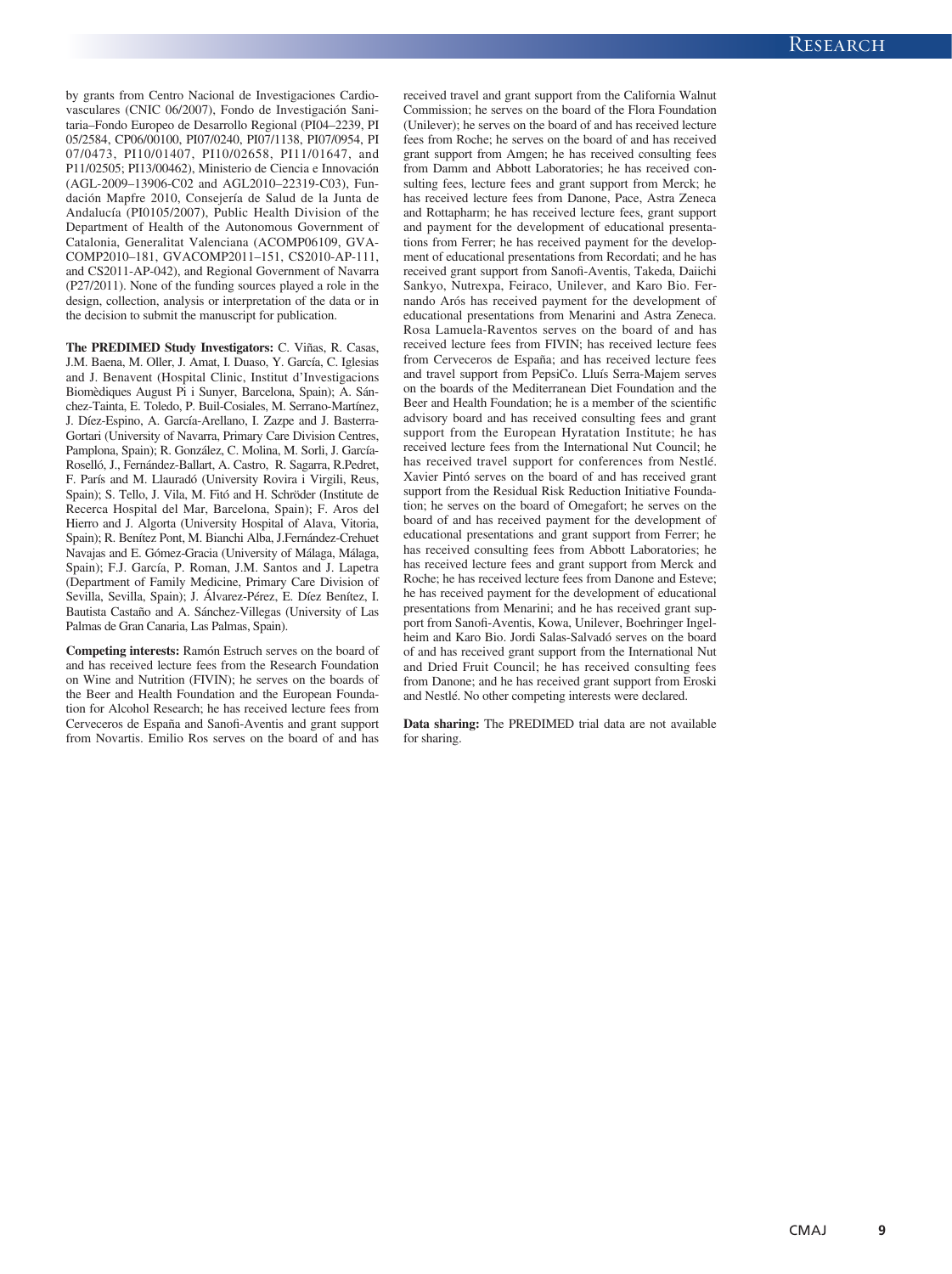by grants from Centro Nacional de Investigaciones Cardiovasculares (CNIC 06/2007), Fondo de Investigación Sanitaria–Fondo Europeo de Desarrollo Regional (PI04–2239, PI 05/2584, CP06/00100, PI07/0240, PI07/1138, PI07/0954, PI 07/0473, PI10/01407, PI10/02658, PI11/01647, and P11/02505; PI13/00462), Ministerio de Ciencia e Innovación (AGL-2009–13906-C02 and AGL2010–22319-C03), Fundación Mapfre 2010, Consejería de Salud de la Junta de Andalucía (PI0105/2007), Public Health Division of the Department of Health of the Autonomous Government of Catalonia, Generalitat Valenciana (ACOMP06109, GVA-COMP2010–181, GVACOMP2011–151, CS2010-AP-111, and CS2011-AP-042), and Regional Government of Navarra (P27/2011). None of the funding sources played a role in the design, collection, analysis or interpretation of the data or in the decision to submit the manuscript for publication.

**The PREDIMED Study Investigators:** C. Viñas, R. Casas, J.M. Baena, M. Oller, J. Amat, I. Duaso, Y. García, C. Iglesias and J. Benavent (Hospital Clinic, Institut d'Investigacions Biomèdiques August Pi i Sunyer, Barcelona, Spain); A. Sánchez-Tainta, E. Toledo, P. Buil-Cosiales, M. Serrano-Martínez, J. Díez-Espino, A. García-Arellano, I. Zazpe and J. Basterra-Gortari (University of Navarra, Primary Care Division Centres, Pamplona, Spain); R. González, C. Molina, M. Sorli, J. García-Roselló, J., Fernández-Ballart, A. Castro, R. Sagarra, R.Pedret, F. París and M. Llauradó (University Rovira i Virgili, Reus, Spain); S. Tello, J. Vila, M. Fitó and H. Schröder (Institute de Recerca Hospital del Mar, Barcelona, Spain); F. Aros del Hierro and J. Algorta (University Hospital of Alava, Vitoria, Spain); R. Benítez Pont, M. Bianchi Alba, J.Fernández-Crehuet Navajas and E. Gómez-Gracia (University of Málaga, Málaga, Spain); F.J. García, P. Roman, J.M. Santos and J. Lapetra (Department of Family Medicine, Primary Care Division of Sevilla, Sevilla, Spain); J. Álvarez-Pérez, E. Díez Benítez, I. Bautista Castaño and A. Sánchez-Villegas (University of Las Palmas de Gran Canaria, Las Palmas, Spain).

**Competing interests:** Ramón Estruch serves on the board of and has received lecture fees from the Research Foundation on Wine and Nutrition (FIVIN); he serves on the boards of the Beer and Health Foundation and the European Foundation for Alcohol Research; he has received lecture fees from Cerveceros de España and Sanofi-Aventis and grant support from Novartis. Emilio Ros serves on the board of and has received travel and grant support from the California Walnut Commission; he serves on the board of the Flora Foundation (Unilever); he serves on the board of and has received lecture fees from Roche; he serves on the board of and has received grant support from Amgen; he has received consulting fees from Damm and Abbott Laboratories; he has received consulting fees, lecture fees and grant support from Merck; he has received lecture fees from Danone, Pace, Astra Zeneca and Rottapharm; he has received lecture fees, grant support and payment for the development of educational presentations from Ferrer; he has received payment for the development of educational presentations from Recordati; and he has received grant support from Sanofi-Aventis, Takeda, Daiichi Sankyo, Nutrexpa, Feiraco, Unilever, and Karo Bio. Fernando Arós has received payment for the development of educational presentations from Menarini and Astra Zeneca. Rosa Lamuela-Raventos serves on the board of and has received lecture fees from FIVIN; has received lecture fees from Cerveceros de España; and has received lecture fees and travel support from PepsiCo. Lluís Serra-Majem serves on the boards of the Mediterranean Diet Foundation and the Beer and Health Foundation; he is a member of the scientific advisory board and has received consulting fees and grant support from the European Hyratation Institute; he has received lecture fees from the International Nut Council; he has received travel support for conferences from Nestlé. Xavier Pintó serves on the board of and has received grant support from the Residual Risk Reduction Initiative Foundation; he serves on the board of Omegafort; he serves on the board of and has received payment for the development of educational presentations and grant support from Ferrer; he has received consulting fees from Abbott Laboratories; he has received lecture fees and grant support from Merck and Roche; he has received lecture fees from Danone and Esteve; he has received payment for the development of educational presentations from Menarini; and he has received grant support from Sanofi-Aventis, Kowa, Unilever, Boehringer Ingelheim and Karo Bio. Jordi Salas-Salvadó serves on the board of and has received grant support from the International Nut and Dried Fruit Council; he has received consulting fees from Danone; and he has received grant support from Eroski and Nestlé. No other competing interests were declared.

**Data sharing:** The PREDIMED trial data are not available for sharing.